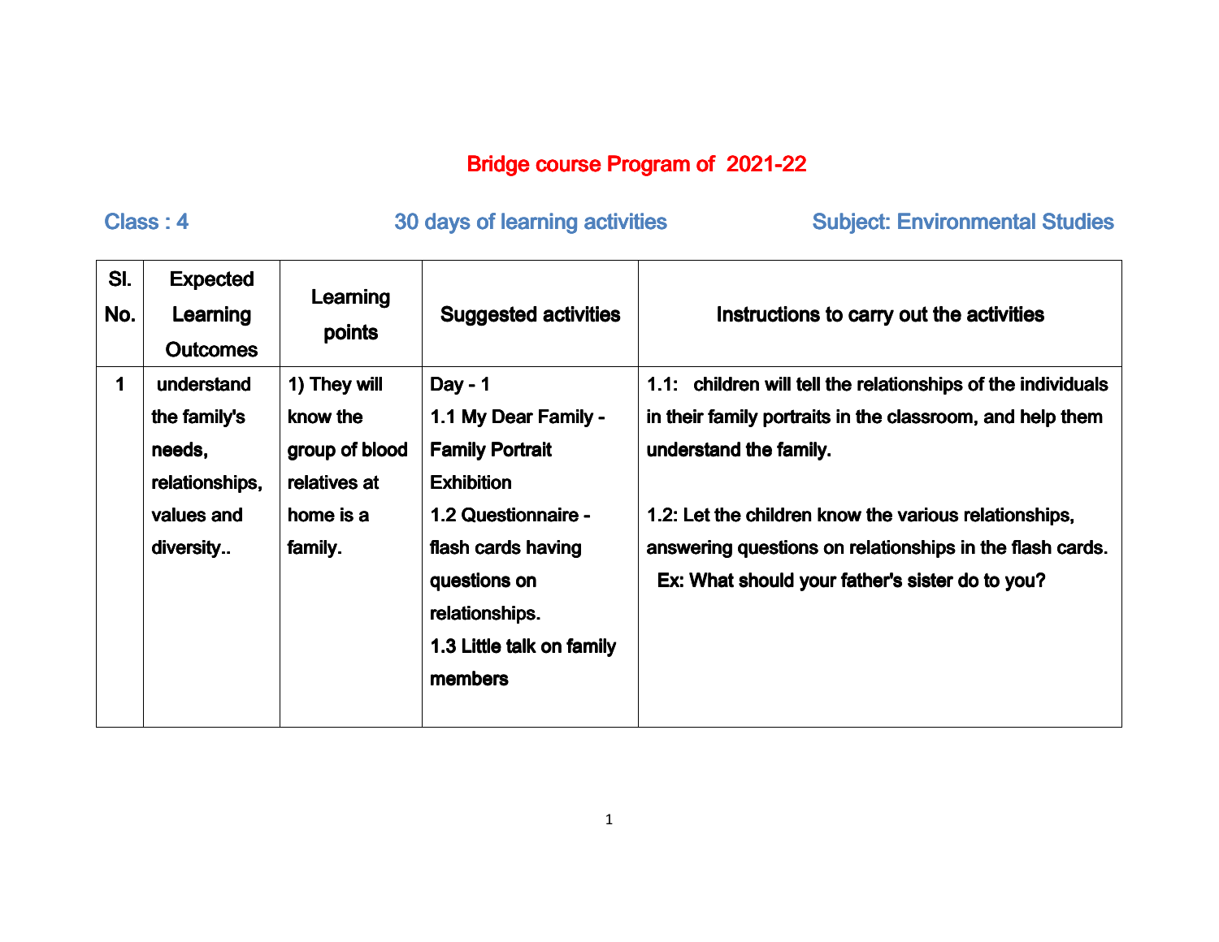# Bridge course Program of 2021-22

**Class : 4** **30 days of learning activities** **Subject: Environmental Studies**

| Sl. No. | Expected Learning Outcomes | Learning points | Suggested activities | Instructions to carry out the activities |
|---|---|---|---|---|
| 1 | understand the family's needs, relationships, values and diversity.. | 1) They will know the group of blood relatives at home is a family. | Day - 1<br>1.1 My Dear Family - Family Portrait Exhibition<br>1.2 Questionnaire - flash cards having questions on relationships.<br>1.3 Little talk on family members | 1.1: children will tell the relationships of the individuals in their family portraits in the classroom, and help them understand the family.<br><br>1.2: Let the children know the various relationships, answering questions on relationships in the flash cards.<br>Ex: What should your father's sister do to you? |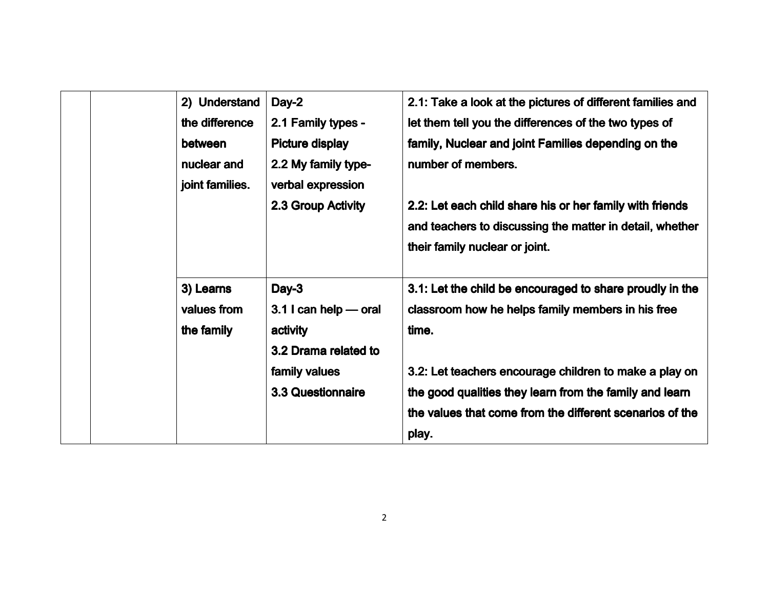|  |  |  |  |  |
|---|---|---|---|---|
|  |  | **2) Understand the difference between nuclear and joint families.** | **Day-2**<br>**2.1 Family types - Picture display**<br>**2.2 My family type- verbal expression**<br>**2.3 Group Activity** | **2.1: Take a look at the pictures of different families and let them tell you the differences of the two types of family, Nuclear and joint Families depending on the number of members.**<br><br>**2.2: Let each child share his or her family with friends and teachers to discussing the matter in detail, whether their family nuclear or joint.** |
|  |  | **3) Learns values from the family** | **Day-3**<br>**3.1 I can help — oral activity**<br>**3.2 Drama related to family values**<br>**3.3 Questionnaire** | **3.1: Let the child be encouraged to share proudly in the classroom how he helps family members in his free time.**<br><br>**3.2: Let teachers encourage children to make a play on the good qualities they learn from the family and learn the values that come from the different scenarios of the play.** |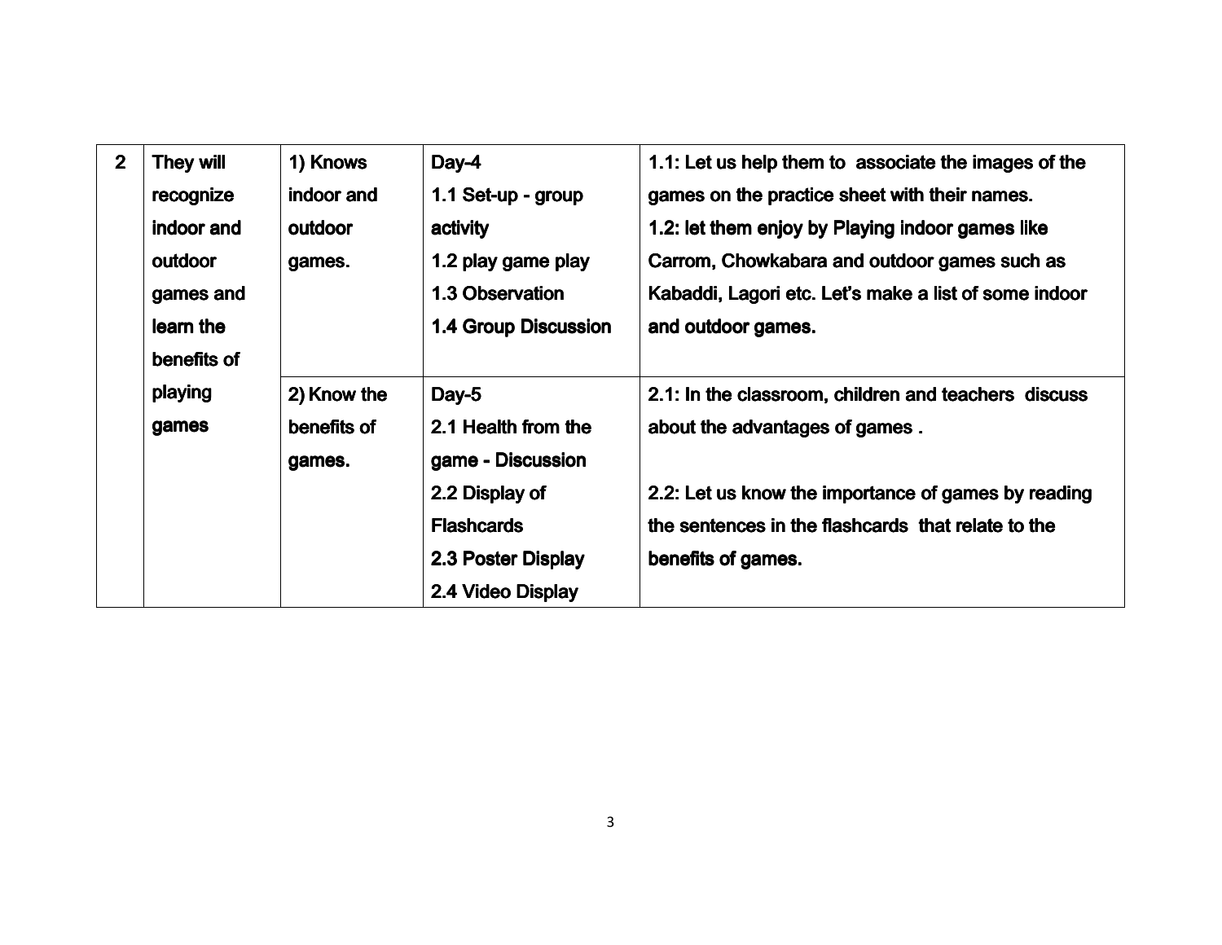| 2 | They will recognize indoor and outdoor games and learn the benefits of playing games | 1) Knows indoor and outdoor games. | Day-4<br>1.1 Set-up - group activity<br>1.2 play game play<br>1.3 Observation<br>1.4 Group Discussion | 1.1: Let us help them to associate the images of the games on the practice sheet with their names.<br>1.2: let them enjoy by Playing indoor games like Carrom, Chowkabara and outdoor games such as Kabaddi, Lagori etc. Let's make a list of some indoor and outdoor games. |
|---|---|---|---|---|
| | | 2) Know the benefits of games. | Day-5<br>2.1 Health from the game - Discussion<br>2.2 Display of Flashcards<br>2.3 Poster Display<br>2.4 Video Display | 2.1: In the classroom, children and teachers discuss about the advantages of games .<br><br>2.2: Let us know the importance of games by reading the sentences in the flashcards that relate to the benefits of games. |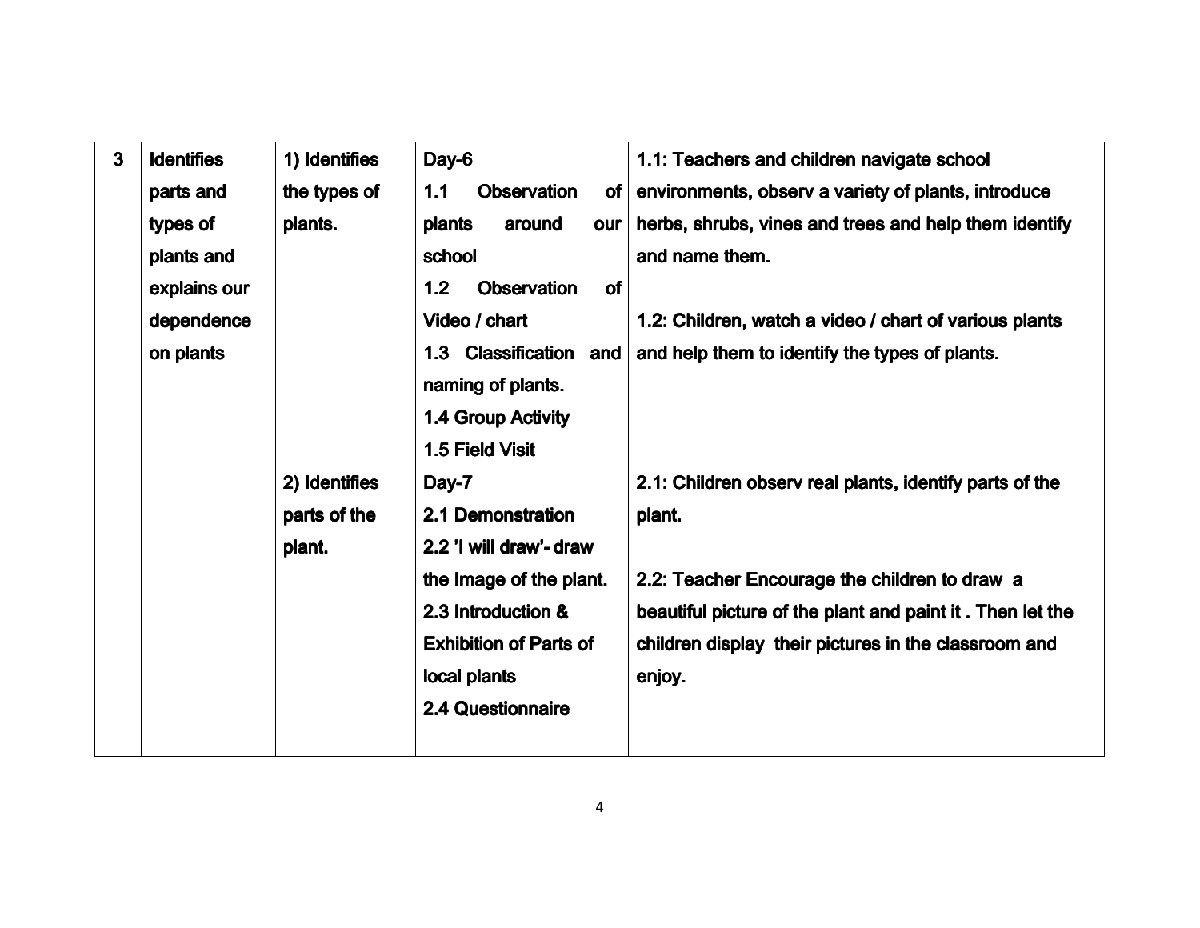| 3 | Identifies parts and types of plants and explains our dependence on plants | 1) Identifies the types of plants. | Day-6<br>1.1 Observation of plants around our school<br>1.2 Observation of Video / chart<br>1.3 Classification and naming of plants.<br>1.4 Group Activity<br>1.5 Field Visit | 1.1: Teachers and children navigate school environments, observ a variety of plants, introduce herbs, shrubs, vines and trees and help them identify and name them.<br><br>1.2: Children, watch a video / chart of various plants and help them to identify the types of plants. |
|---|---|---|---|---|
| | | 2) Identifies parts of the plant. | Day-7<br>2.1 Demonstration<br>2.2 'I will draw'- draw the Image of the plant.<br>2.3 Introduction & Exhibition of Parts of local plants<br>2.4 Questionnaire | 2.1: Children observ real plants, identify parts of the plant.<br><br>2.2: Teacher Encourage the children to draw a beautiful picture of the plant and paint it . Then let the children display their pictures in the classroom and enjoy. |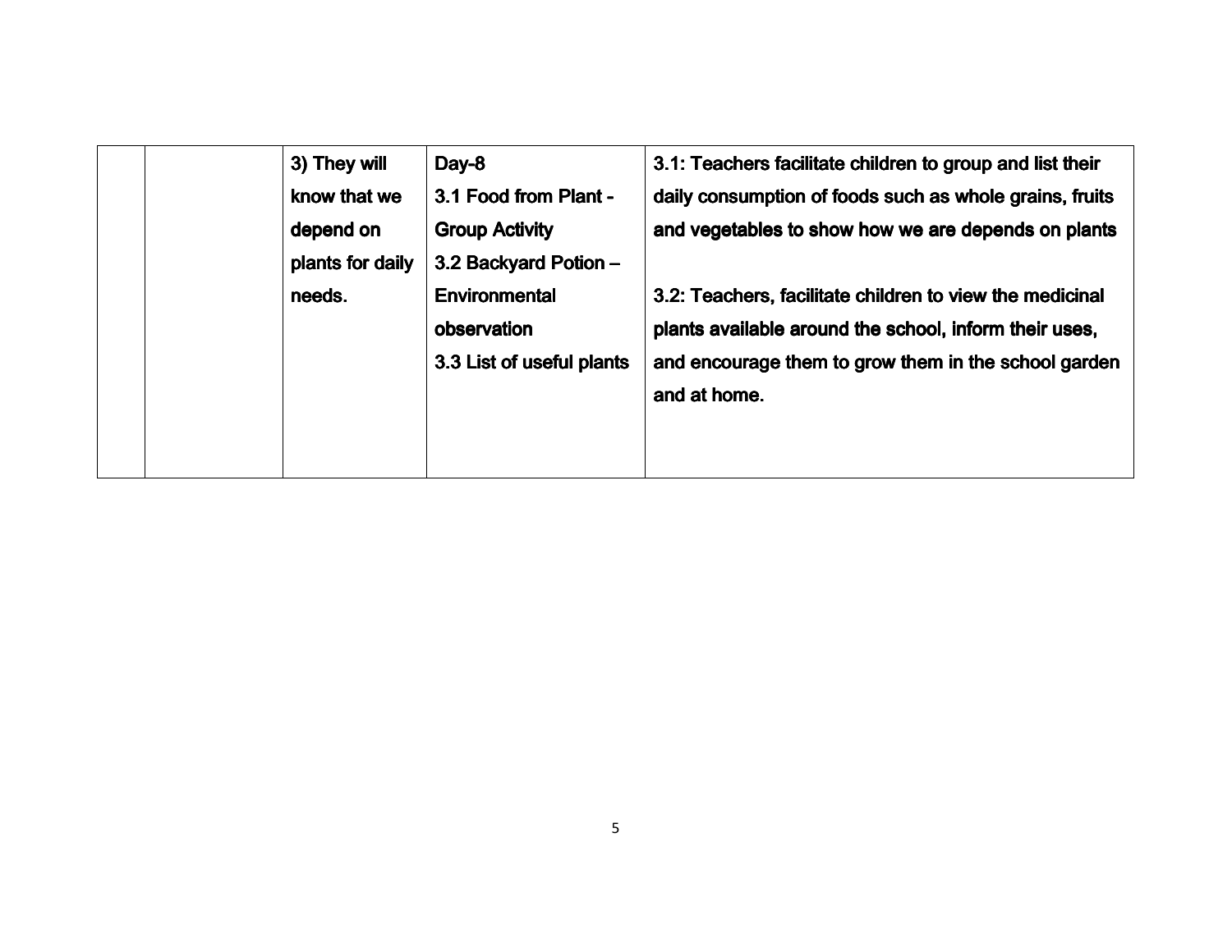|  |  | 3) They will know that we depend on plants for daily needs. | Day-8<br>3.1 Food from Plant - Group Activity<br>3.2 Backyard Potion – Environmental observation<br>3.3 List of useful plants | 3.1: Teachers facilitate children to group and list their daily consumption of foods such as whole grains, fruits and vegetables to show how we are depends on plants<br><br>3.2: Teachers, facilitate children to view the medicinal plants available around the school, inform their uses, and encourage them to grow them in the school garden and at home. |
|---|---|---|---|---|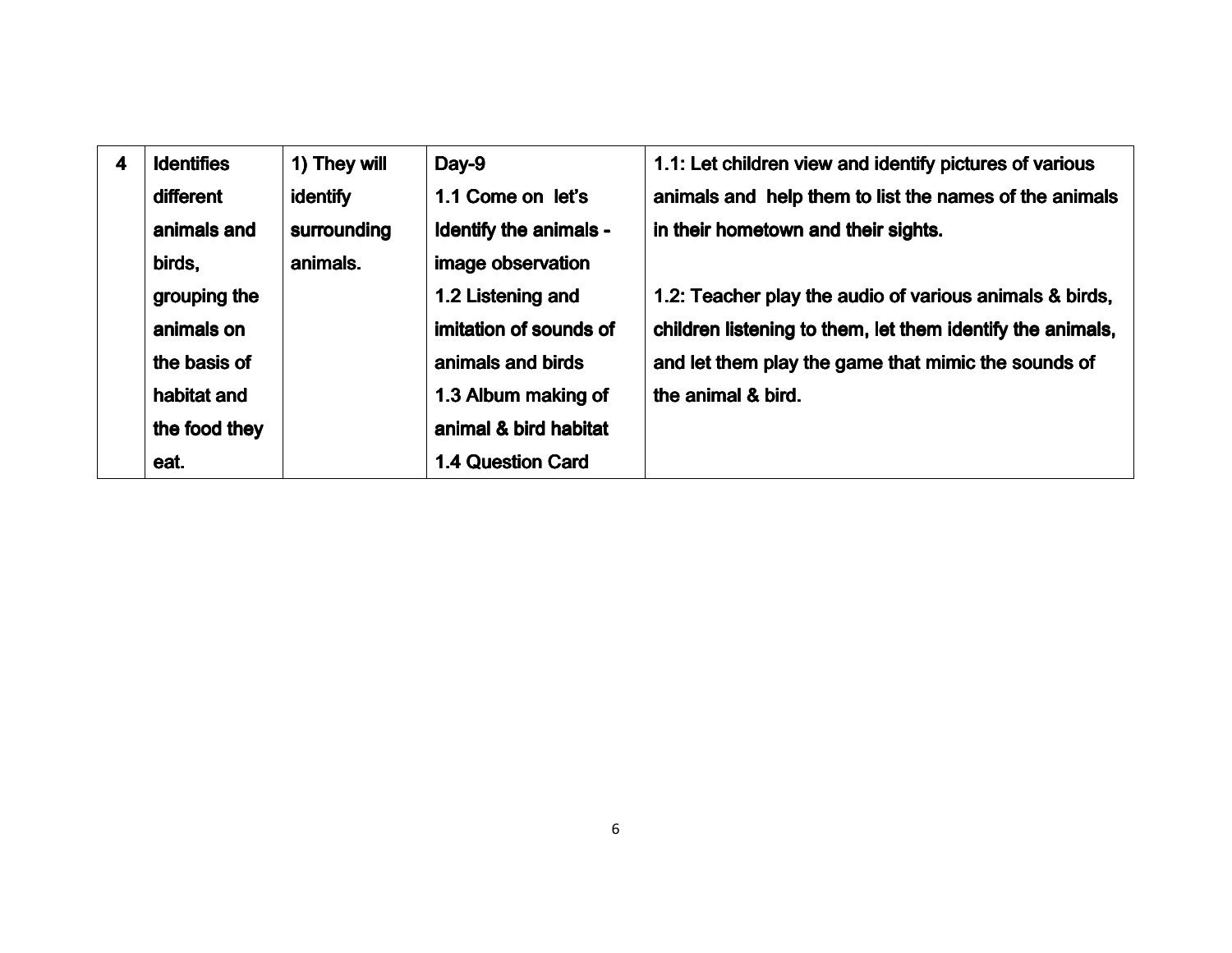| 4 | Identifies different animals and birds, grouping the animals on the basis of habitat and the food they eat. | 1) They will identify surrounding animals. | Day-9<br>1.1 Come on let's Identify the animals - image observation<br>1.2 Listening and imitation of sounds of animals and birds<br>1.3 Album making of animal & bird habitat<br>1.4 Question Card | 1.1: Let children view and identify pictures of various animals and help them to list the names of the animals in their hometown and their sights.<br><br>1.2: Teacher play the audio of various animals & birds, children listening to them, let them identify the animals, and let them play the game that mimic the sounds of the animal & bird. |
|---|---|---|---|---|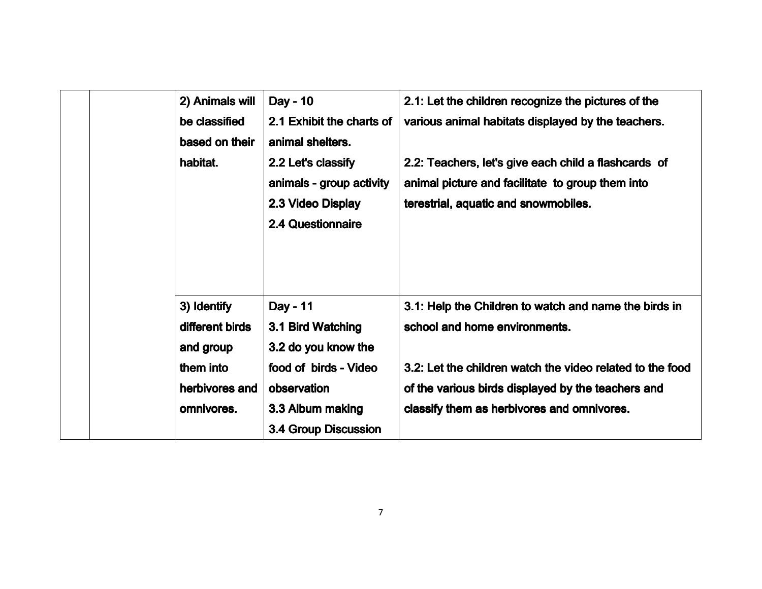|  |  |  |  |  |
|---|---|---|---|---|
|  |  | 2) Animals will be classified based on their habitat. | Day - 10<br>2.1 Exhibit the charts of animal shelters.<br>2.2 Let's classify animals - group activity<br>2.3 Video Display<br>2.4 Questionnaire | 2.1: Let the children recognize the pictures of the various animal habitats displayed by the teachers.<br><br>2.2: Teachers, let's give each child a flashcards of animal picture and facilitate to group them into terestrial, aquatic and snowmobiles. |
|  |  | 3) Identify different birds and group them into herbivores and omnivores. | Day - 11<br>3.1 Bird Watching<br>3.2 do you know the food of birds - Video observation<br>3.3 Album making<br>3.4 Group Discussion | 3.1: Help the Children to watch and name the birds in school and home environments.<br><br>3.2: Let the children watch the video related to the food of the various birds displayed by the teachers and classify them as herbivores and omnivores. |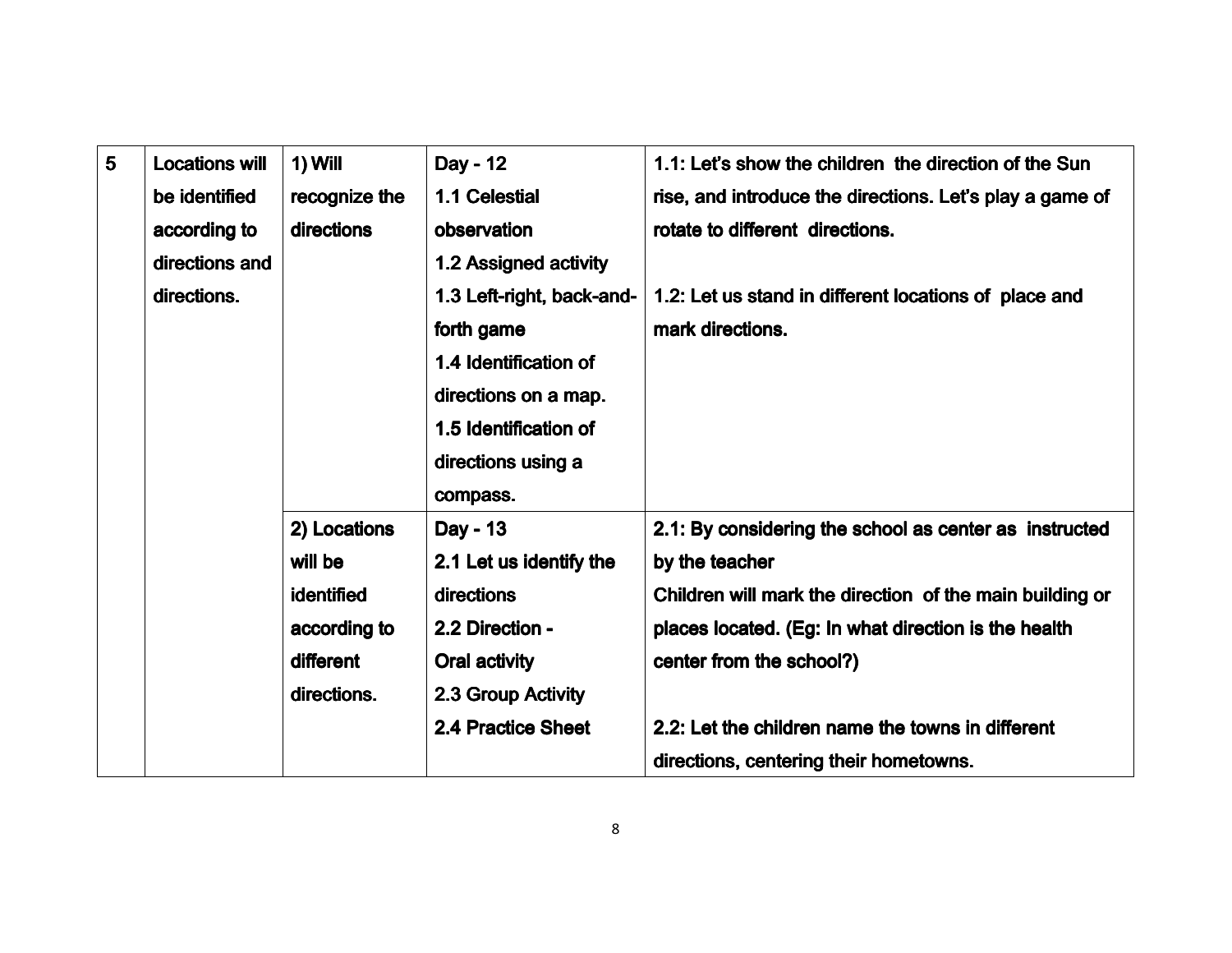| 5 | Locations will be identified according to directions and directions. | 1) Will recognize the directions | Day - 12<br>1.1 Celestial observation<br>1.2 Assigned activity<br>1.3 Left-right, back-and-forth game<br>1.4 Identification of directions on a map.<br>1.5 Identification of directions using a compass. | 1.1: Let's show the children the direction of the Sun rise, and introduce the directions. Let's play a game of rotate to different directions.<br><br>1.2: Let us stand in different locations of place and mark directions. |
|---|---|---|---|---|
| | | 2) Locations will be identified according to different directions. | Day - 13<br>2.1 Let us identify the directions<br>2.2 Direction - Oral activity<br>2.3 Group Activity<br>2.4 Practice Sheet | 2.1: By considering the school as center as instructed by the teacher<br>Children will mark the direction of the main building or places located. (Eg: In what direction is the health center from the school?)<br><br>2.2: Let the children name the towns in different directions, centering their hometowns. |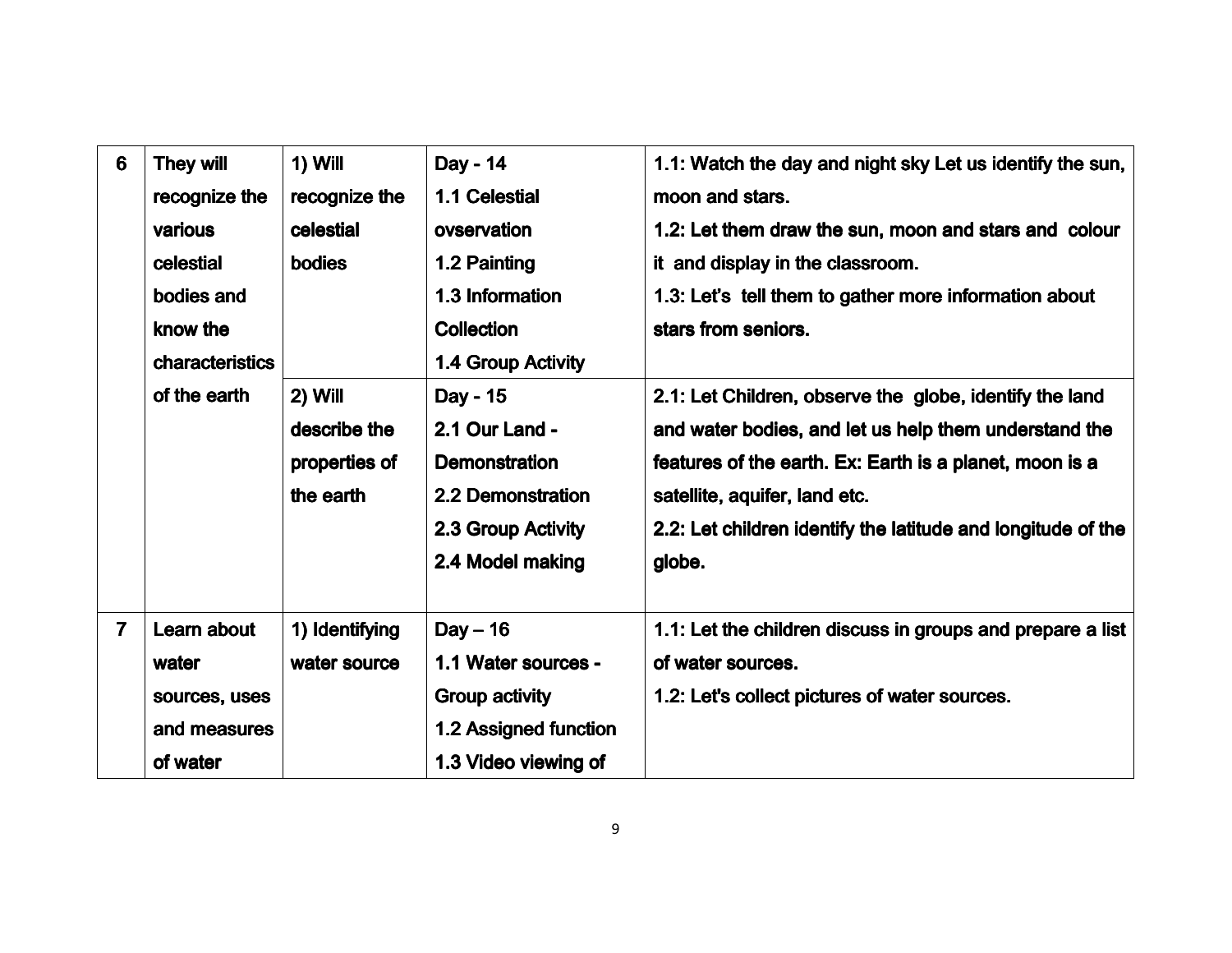| 6 | They will recognize the various celestial bodies and know the characteristics of the earth | 1) Will recognize the celestial bodies | Day - 14<br>1.1 Celestial ovservation<br>1.2 Painting<br>1.3 Information Collection<br>1.4 Group Activity | 1.1: Watch the day and night sky Let us identify the sun, moon and stars.<br>1.2: Let them draw the sun, moon and stars and colour it and display in the classroom.<br>1.3: Let's tell them to gather more information about stars from seniors. |
|---|---|---|---|---|
| | | 2) Will describe the properties of the earth | Day - 15<br>2.1 Our Land - Demonstration<br>2.2 Demonstration<br>2.3 Group Activity<br>2.4 Model making | 2.1: Let Children, observe the globe, identify the land and water bodies, and let us help them understand the features of the earth. Ex: Earth is a planet, moon is a satellite, aquifer, land etc.<br>2.2: Let children identify the latitude and longitude of the globe. |
| 7 | Learn about water sources, uses and measures of water | 1) Identifying water source | Day – 16<br>1.1 Water sources - Group activity<br>1.2 Assigned function<br>1.3 Video viewing of | 1.1: Let the children discuss in groups and prepare a list of water sources.<br>1.2: Let's collect pictures of water sources. |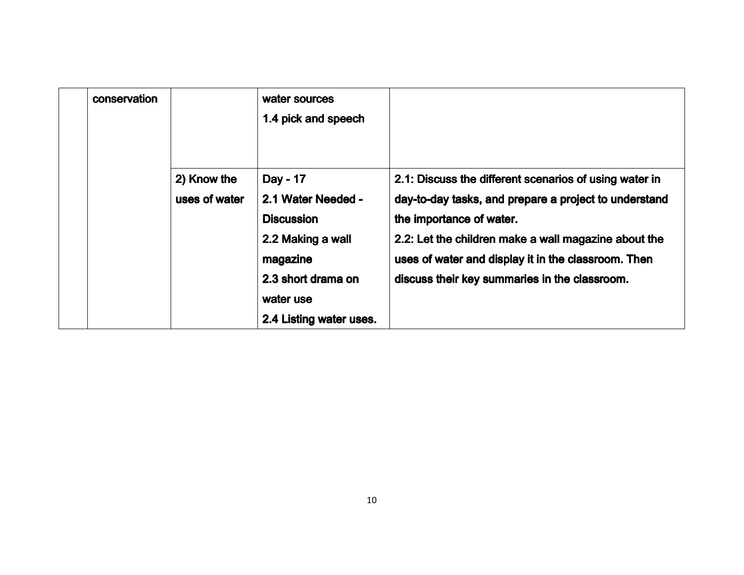| | | | | |
|---|---|---|---|---|
| | **conservation** | | **water sources**<br>**1.4 pick and speech** | |
| | | **2) Know the uses of water** | **Day - 17**<br>**2.1 Water Needed - Discussion**<br>**2.2 Making a wall magazine**<br>**2.3 short drama on water use**<br>**2.4 Listing water uses.** | **2.1: Discuss the different scenarios of using water in day-to-day tasks, and prepare a project to understand the importance of water.**<br>**2.2: Let the children make a wall magazine about the uses of water and display it in the classroom. Then discuss their key summaries in the classroom.** |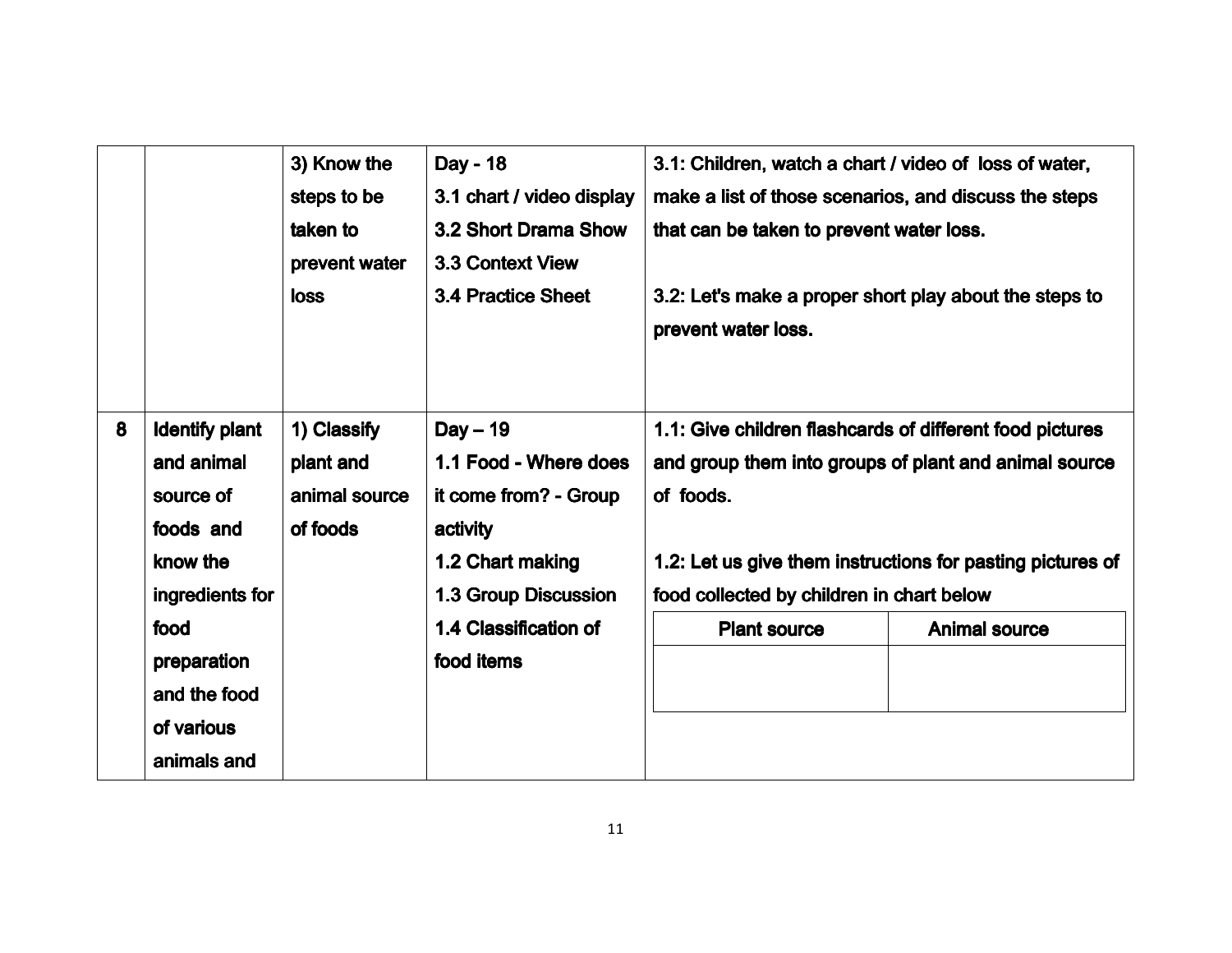| | | | | |
|---|---|---|---|---|
| | | **3) Know the steps to be taken to prevent water loss** | **Day - 18**<br>**3.1 chart / video display**<br>**3.2 Short Drama Show**<br>**3.3 Context View**<br>**3.4 Practice Sheet** | **3.1: Children, watch a chart / video of loss of water, make a list of those scenarios, and discuss the steps that can be taken to prevent water loss.**<br><br>**3.2: Let's make a proper short play about the steps to prevent water loss.** |
| **8** | **Identify plant and animal source of foods and know the ingredients for food preparation and the food of various animals and** | **1) Classify plant and animal source of foods** | **Day – 19**<br>**1.1 Food - Where does it come from? - Group activity**<br>**1.2 Chart making**<br>**1.3 Group Discussion**<br>**1.4 Classification of food items** | **1.1: Give children flashcards of different food pictures and group them into groups of plant and animal source of foods.**<br><br>**1.2: Let us give them instructions for pasting pictures of food collected by children in chart below**<br><br>**Plant source** \| **Animal source** |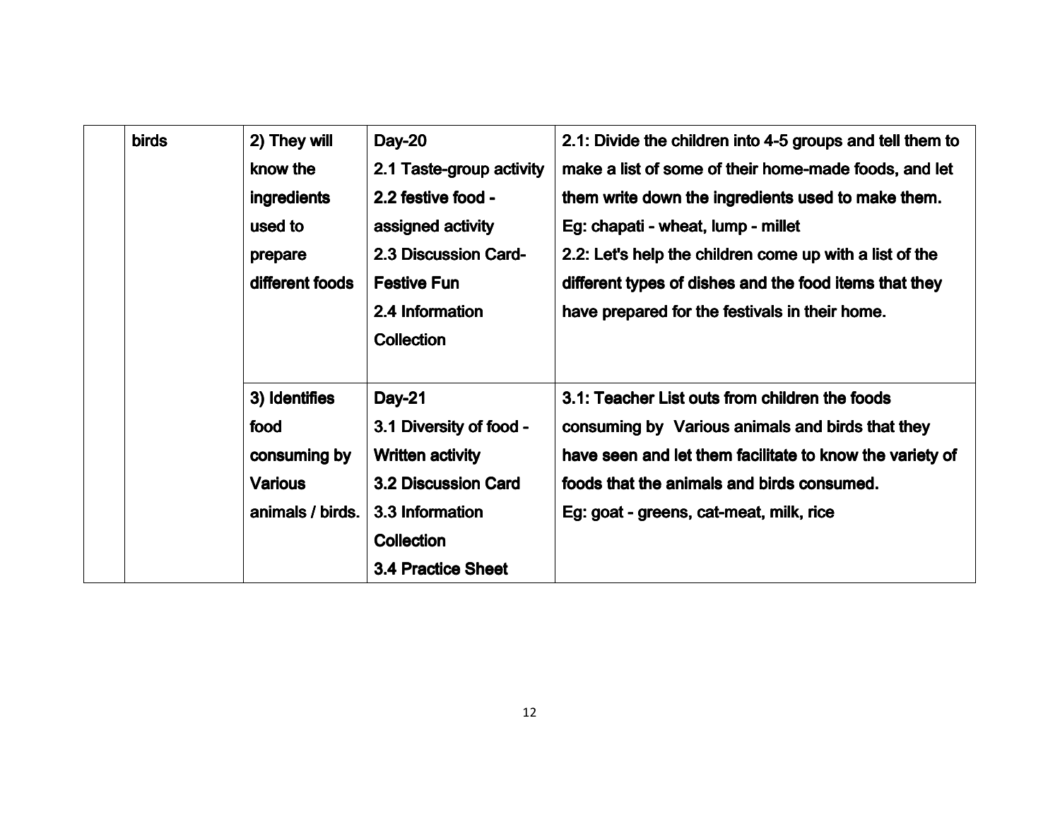| | | | | |
|---|---|---|---|---|
| | birds | 2) They will know the ingredients used to prepare different foods | Day-20<br>2.1 Taste-group activity<br>2.2 festive food - assigned activity<br>2.3 Discussion Card- Festive Fun<br>2.4 Information Collection | 2.1: Divide the children into 4-5 groups and tell them to make a list of some of their home-made foods, and let them write down the ingredients used to make them.<br>Eg: chapati - wheat, lump - millet<br>2.2: Let's help the children come up with a list of the different types of dishes and the food items that they have prepared for the festivals in their home. |
| | | 3) Identifies food consuming by Various animals / birds. | Day-21<br>3.1 Diversity of food - Written activity<br>3.2 Discussion Card<br>3.3 Information Collection<br>3.4 Practice Sheet | 3.1: Teacher List outs from children the foods consuming by Various animals and birds that they have seen and let them facilitate to know the variety of foods that the animals and birds consumed.<br>Eg: goat - greens, cat-meat, milk, rice |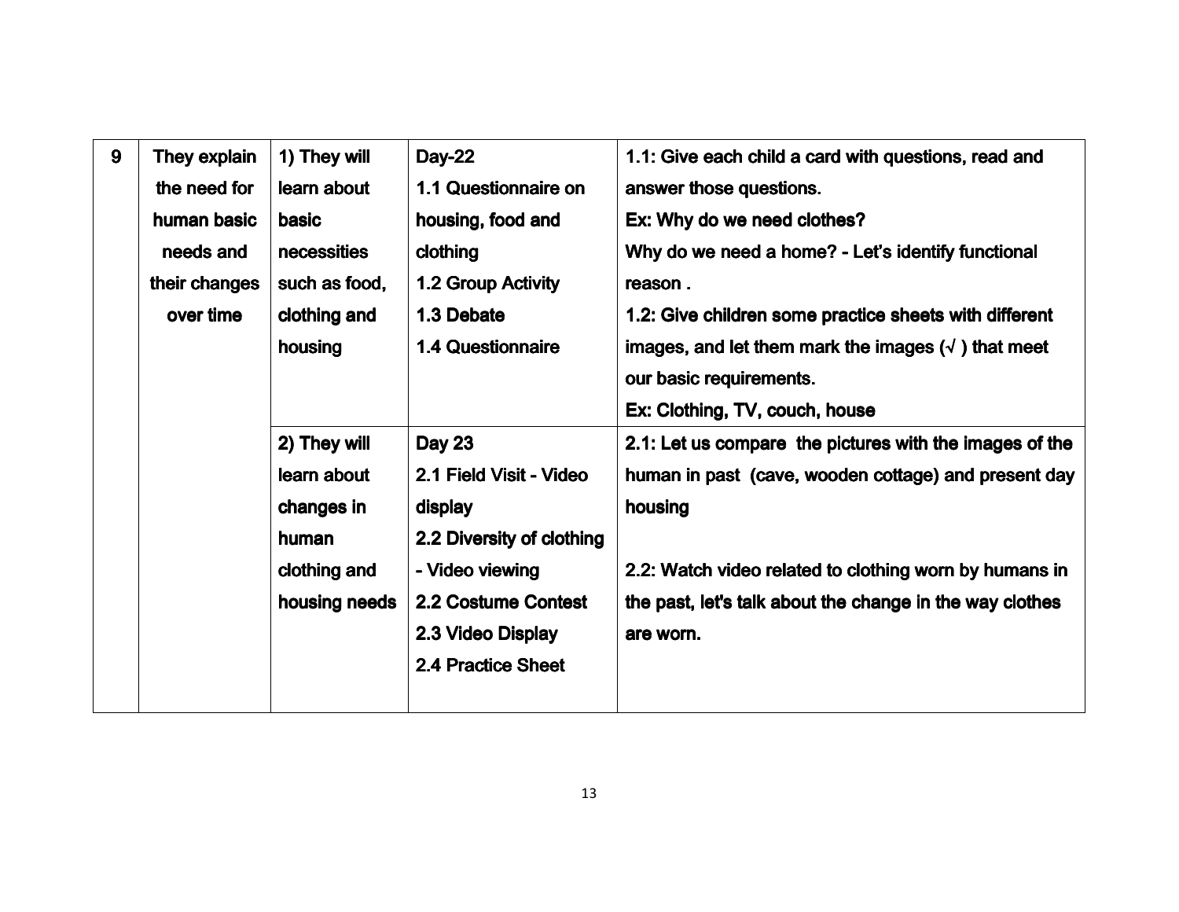| 9 | They explain the need for human basic needs and their changes over time | 1) They will learn about basic necessities such as food, clothing and housing | Day-22<br>1.1 Questionnaire on housing, food and clothing<br>1.2 Group Activity<br>1.3 Debate<br>1.4 Questionnaire | 1.1: Give each child a card with questions, read and answer those questions.<br>Ex: Why do we need clothes?<br>Why do we need a home? - Let's identify functional reason .<br>1.2: Give children some practice sheets with different images, and let them mark the images (√ ) that meet our basic requirements.<br>Ex: Clothing, TV, couch, house |
|---|---|---|---|---|
| | | 2) They will learn about changes in human clothing and housing needs | Day 23<br>2.1 Field Visit - Video display<br>2.2 Diversity of clothing - Video viewing<br>2.2 Costume Contest<br>2.3 Video Display<br>2.4 Practice Sheet | 2.1: Let us compare the pictures with the images of the human in past (cave, wooden cottage) and present day housing<br><br>2.2: Watch video related to clothing worn by humans in the past, let's talk about the change in the way clothes are worn. |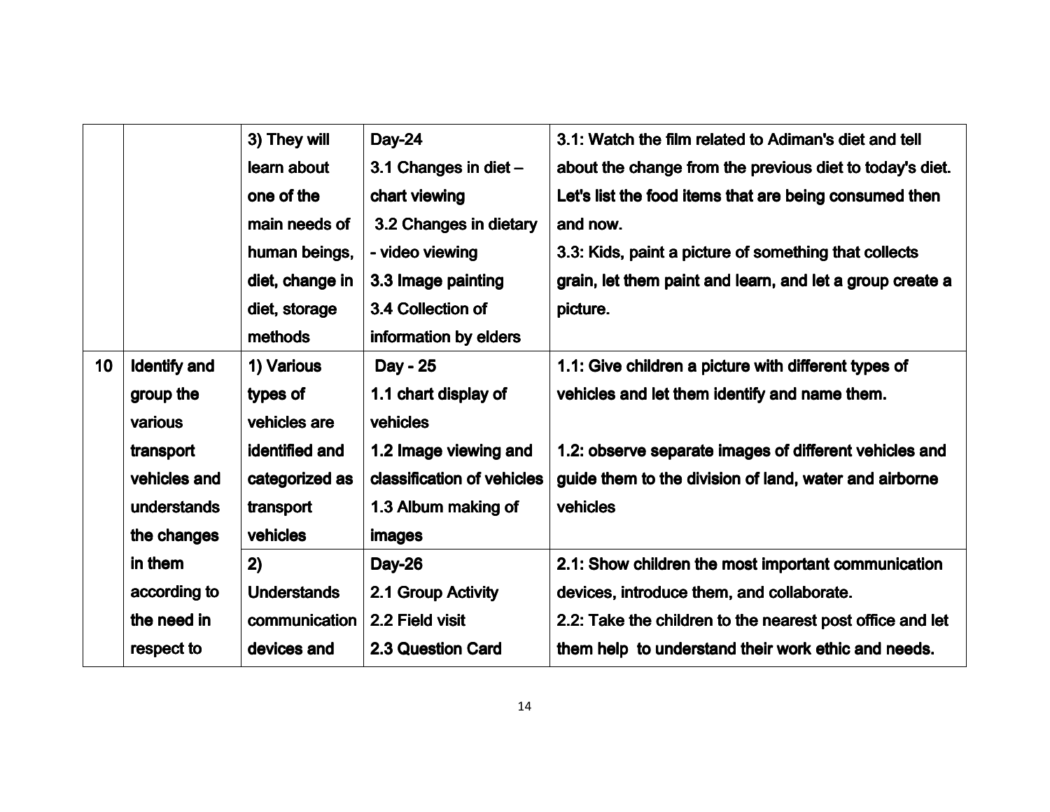| | | | | |
|---|---|---|---|---|
| | | 3) They will learn about one of the main needs of human beings, diet, change in diet, storage methods | Day-24<br>3.1 Changes in diet – chart viewing<br>3.2 Changes in dietary - video viewing<br>3.3 Image painting<br>3.4 Collection of information by elders | 3.1: Watch the film related to Adiman's diet and tell about the change from the previous diet to today's diet. Let's list the food items that are being consumed then and now.<br>3.3: Kids, paint a picture of something that collects grain, let them paint and learn, and let a group create a picture. |
| 10 | Identify and group the various transport vehicles and understands the changes in them according to the need in respect to | 1) Various types of vehicles are identified and categorized as transport vehicles | Day - 25<br>1.1 chart display of vehicles<br>1.2 Image viewing and classification of vehicles<br>1.3 Album making of images | 1.1: Give children a picture with different types of vehicles and let them identify and name them.<br><br>1.2: observe separate images of different vehicles and guide them to the division of land, water and airborne vehicles |
| | | 2) Understands communication devices and | Day-26<br>2.1 Group Activity<br>2.2 Field visit<br>2.3 Question Card | 2.1: Show children the most important communication devices, introduce them, and collaborate.<br>2.2: Take the children to the nearest post office and let them help to understand their work ethic and needs. |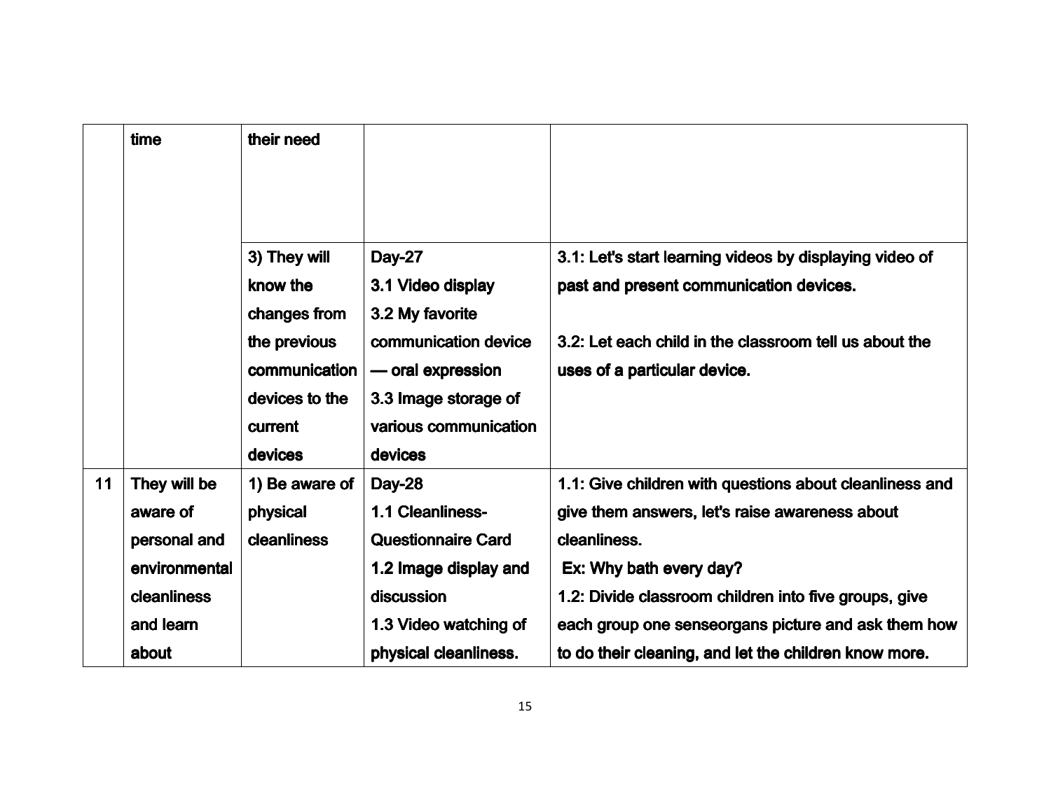| | | | | |
|---|---|---|---|---|
| | time | their need | | |
| | | 3) They will know the changes from the previous communication devices to the current devices | Day-27<br>3.1 Video display<br>3.2 My favorite communication device — oral expression<br>3.3 Image storage of various communication devices | 3.1: Let's start learning videos by displaying video of past and present communication devices.<br><br>3.2: Let each child in the classroom tell us about the uses of a particular device. |
| 11 | They will be aware of personal and environmental cleanliness and learn about | 1) Be aware of physical cleanliness | Day-28<br>1.1 Cleanliness-Questionnaire Card<br>1.2 Image display and discussion<br>1.3 Video watching of physical cleanliness. | 1.1: Give children with questions about cleanliness and give them answers, let's raise awareness about cleanliness.<br>Ex: Why bath every day?<br>1.2: Divide classroom children into five groups, give each group one senseorgans picture and ask them how to do their cleaning, and let the children know more. |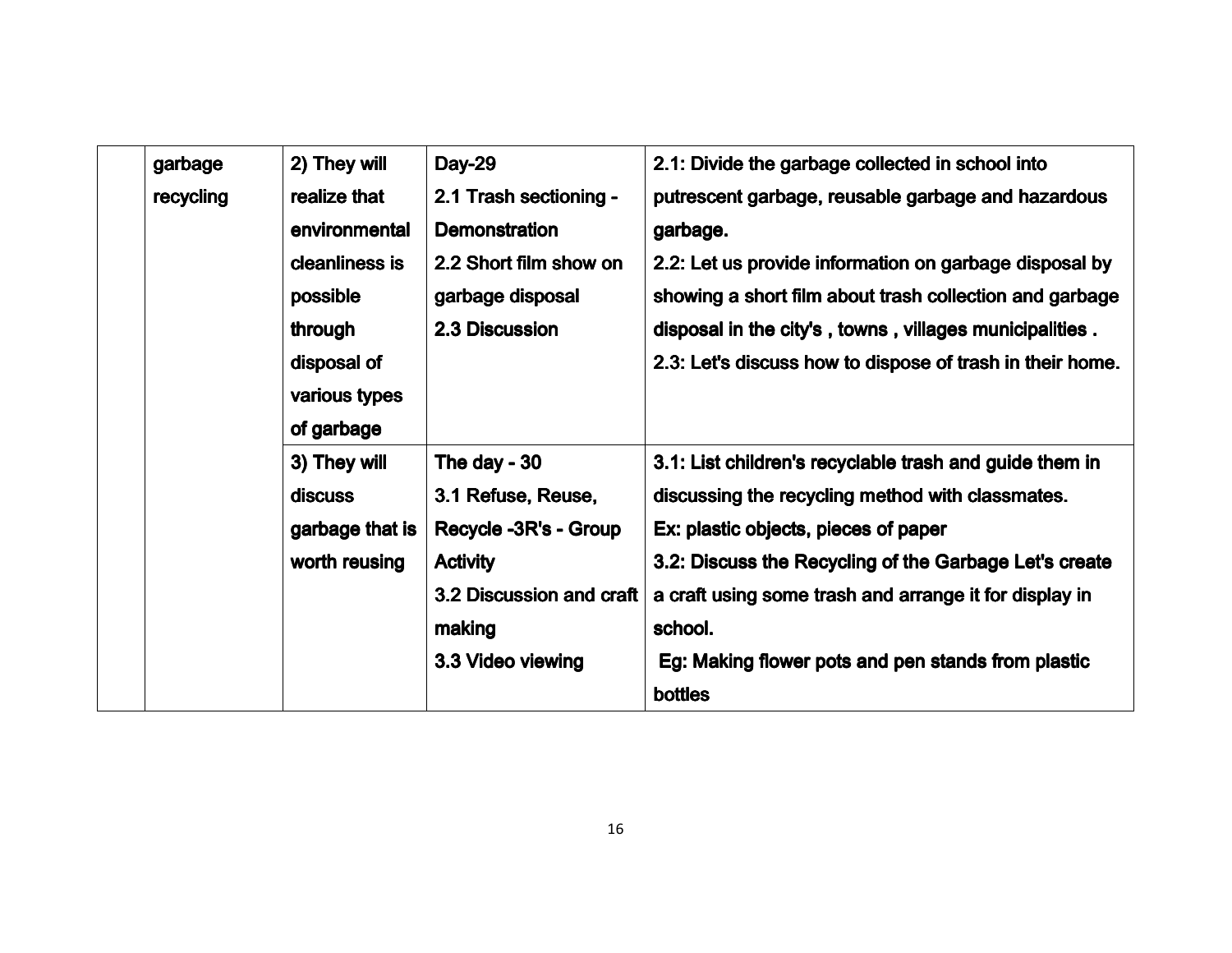| | | | | |
|---|---|---|---|---|
| | garbage recycling | 2) They will realize that environmental cleanliness is possible through disposal of various types of garbage | Day-29<br>2.1 Trash sectioning - Demonstration<br>2.2 Short film show on garbage disposal<br>2.3 Discussion | 2.1: Divide the garbage collected in school into putrescent garbage, reusable garbage and hazardous garbage.<br>2.2: Let us provide information on garbage disposal by showing a short film about trash collection and garbage disposal in the city's , towns , villages municipalities .<br>2.3: Let's discuss how to dispose of trash in their home. |
| | | 3) They will discuss garbage that is worth reusing | The day - 30<br>3.1 Refuse, Reuse, Recycle -3R's - Group Activity<br>3.2 Discussion and craft making<br>3.3 Video viewing | 3.1: List children's recyclable trash and guide them in discussing the recycling method with classmates.<br>Ex: plastic objects, pieces of paper<br>3.2: Discuss the Recycling of the Garbage Let's create a craft using some trash and arrange it for display in school.<br>Eg: Making flower pots and pen stands from plastic bottles |